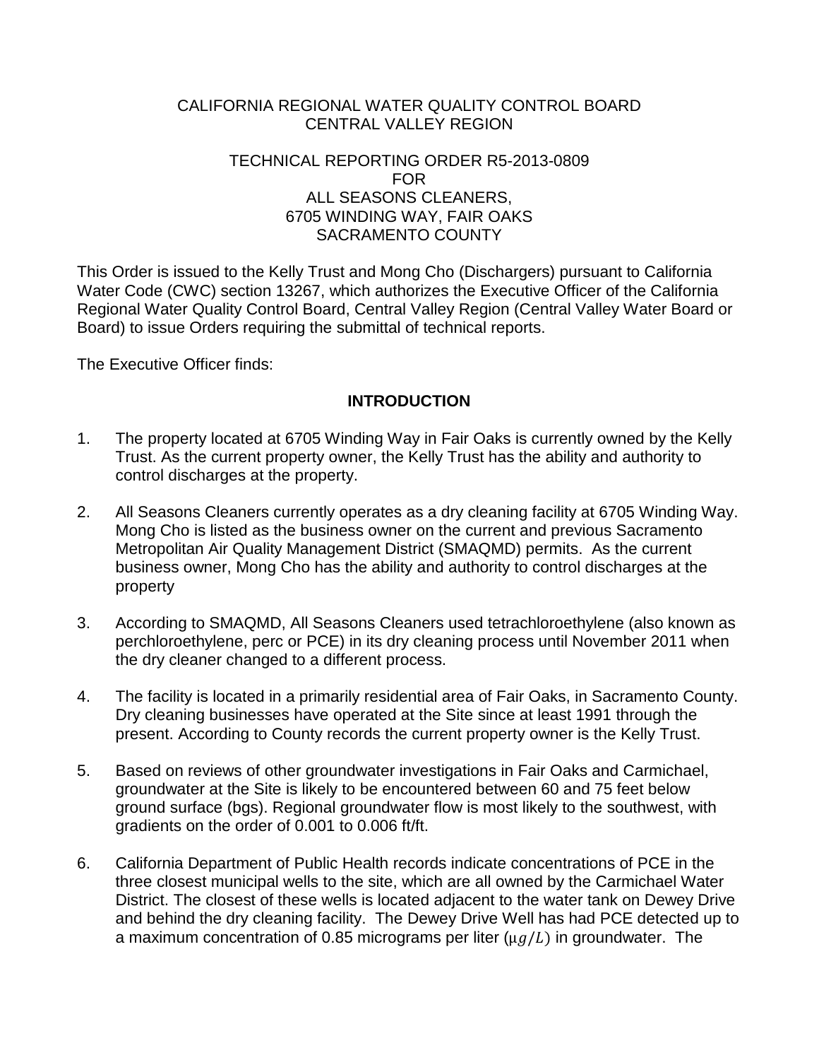CALIFORNIA REGIONAL WATER QUALITY CONTROL BOARD
CENTRAL VALLEY REGION

TECHNICAL REPORTING ORDER R5-2013-0809
FOR
ALL SEASONS CLEANERS,
6705 WINDING WAY, FAIR OAKS
SACRAMENTO COUNTY

This Order is issued to the Kelly Trust and Mong Cho (Dischargers) pursuant to California Water Code (CWC) section 13267, which authorizes the Executive Officer of the California Regional Water Quality Control Board, Central Valley Region (Central Valley Water Board or Board) to issue Orders requiring the submittal of technical reports.

The Executive Officer finds:

## INTRODUCTION

1. The property located at 6705 Winding Way in Fair Oaks is currently owned by the Kelly Trust. As the current property owner, the Kelly Trust has the ability and authority to control discharges at the property.

2. All Seasons Cleaners currently operates as a dry cleaning facility at 6705 Winding Way. Mong Cho is listed as the business owner on the current and previous Sacramento Metropolitan Air Quality Management District (SMAQMD) permits. As the current business owner, Mong Cho has the ability and authority to control discharges at the property

3. According to SMAQMD, All Seasons Cleaners used tetrachloroethylene (also known as perchloroethylene, perc or PCE) in its dry cleaning process until November 2011 when the dry cleaner changed to a different process.

4. The facility is located in a primarily residential area of Fair Oaks, in Sacramento County. Dry cleaning businesses have operated at the Site since at least 1991 through the present. According to County records the current property owner is the Kelly Trust.

5. Based on reviews of other groundwater investigations in Fair Oaks and Carmichael, groundwater at the Site is likely to be encountered between 60 and 75 feet below ground surface (bgs). Regional groundwater flow is most likely to the southwest, with gradients on the order of 0.001 to 0.006 ft/ft.

6. California Department of Public Health records indicate concentrations of PCE in the three closest municipal wells to the site, which are all owned by the Carmichael Water District. The closest of these wells is located adjacent to the water tank on Dewey Drive and behind the dry cleaning facility. The Dewey Drive Well has had PCE detected up to a maximum concentration of 0.85 micrograms per liter ($\mu g/L$) in groundwater. The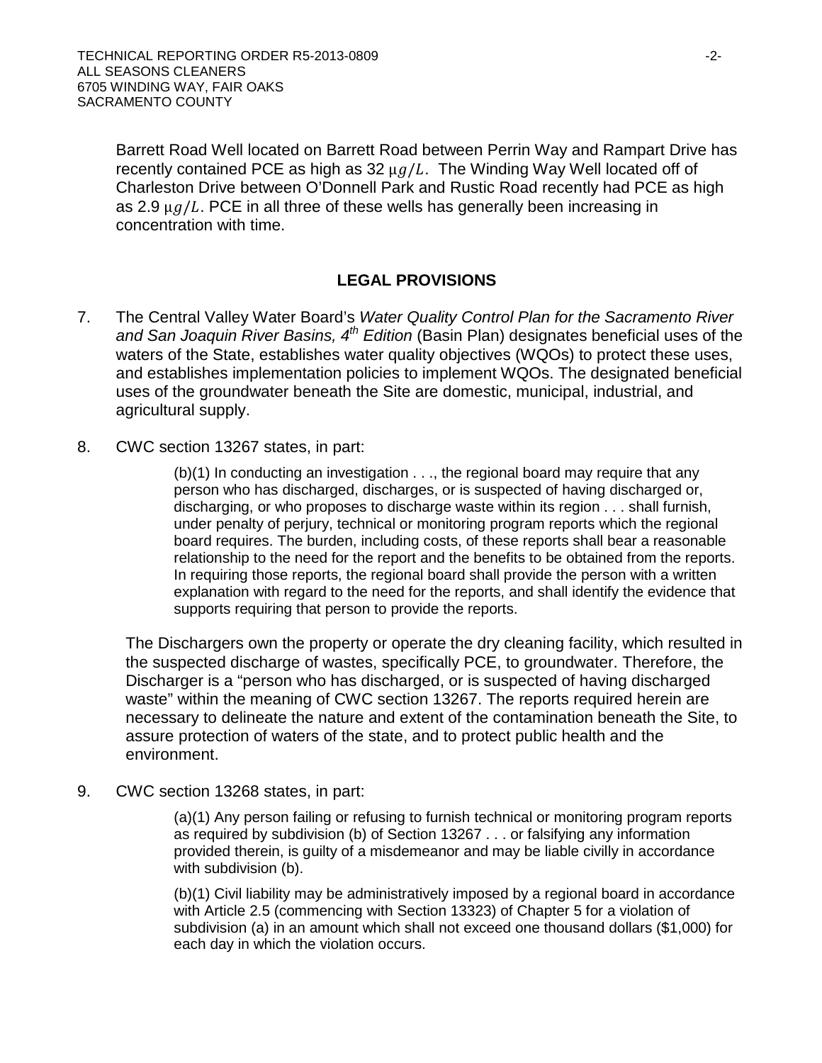Barrett Road Well located on Barrett Road between Perrin Way and Rampart Drive has recently contained PCE as high as 32 $\mu g/L$. The Winding Way Well located off of Charleston Drive between O'Donnell Park and Rustic Road recently had PCE as high as 2.9 $\mu g/L$. PCE in all three of these wells has generally been increasing in concentration with time.

## LEGAL PROVISIONS

7. The Central Valley Water Board's *Water Quality Control Plan for the Sacramento River and San Joaquin River Basins, 4th Edition* (Basin Plan) designates beneficial uses of the waters of the State, establishes water quality objectives (WQOs) to protect these uses, and establishes implementation policies to implement WQOs. The designated beneficial uses of the groundwater beneath the Site are domestic, municipal, industrial, and agricultural supply.

8. CWC section 13267 states, in part:

   > (b)(1) In conducting an investigation . . ., the regional board may require that any person who has discharged, discharges, or is suspected of having discharged or, discharging, or who proposes to discharge waste within its region . . . shall furnish, under penalty of perjury, technical or monitoring program reports which the regional board requires. The burden, including costs, of these reports shall bear a reasonable relationship to the need for the report and the benefits to be obtained from the reports. In requiring those reports, the regional board shall provide the person with a written explanation with regard to the need for the reports, and shall identify the evidence that supports requiring that person to provide the reports.

   The Dischargers own the property or operate the dry cleaning facility, which resulted in the suspected discharge of wastes, specifically PCE, to groundwater. Therefore, the Discharger is a "person who has discharged, or is suspected of having discharged waste" within the meaning of CWC section 13267. The reports required herein are necessary to delineate the nature and extent of the contamination beneath the Site, to assure protection of waters of the state, and to protect public health and the environment.

9. CWC section 13268 states, in part:

   > (a)(1) Any person failing or refusing to furnish technical or monitoring program reports as required by subdivision (b) of Section 13267 . . . or falsifying any information provided therein, is guilty of a misdemeanor and may be liable civilly in accordance with subdivision (b).
   >
   > (b)(1) Civil liability may be administratively imposed by a regional board in accordance with Article 2.5 (commencing with Section 13323) of Chapter 5 for a violation of subdivision (a) in an amount which shall not exceed one thousand dollars ($1,000) for each day in which the violation occurs.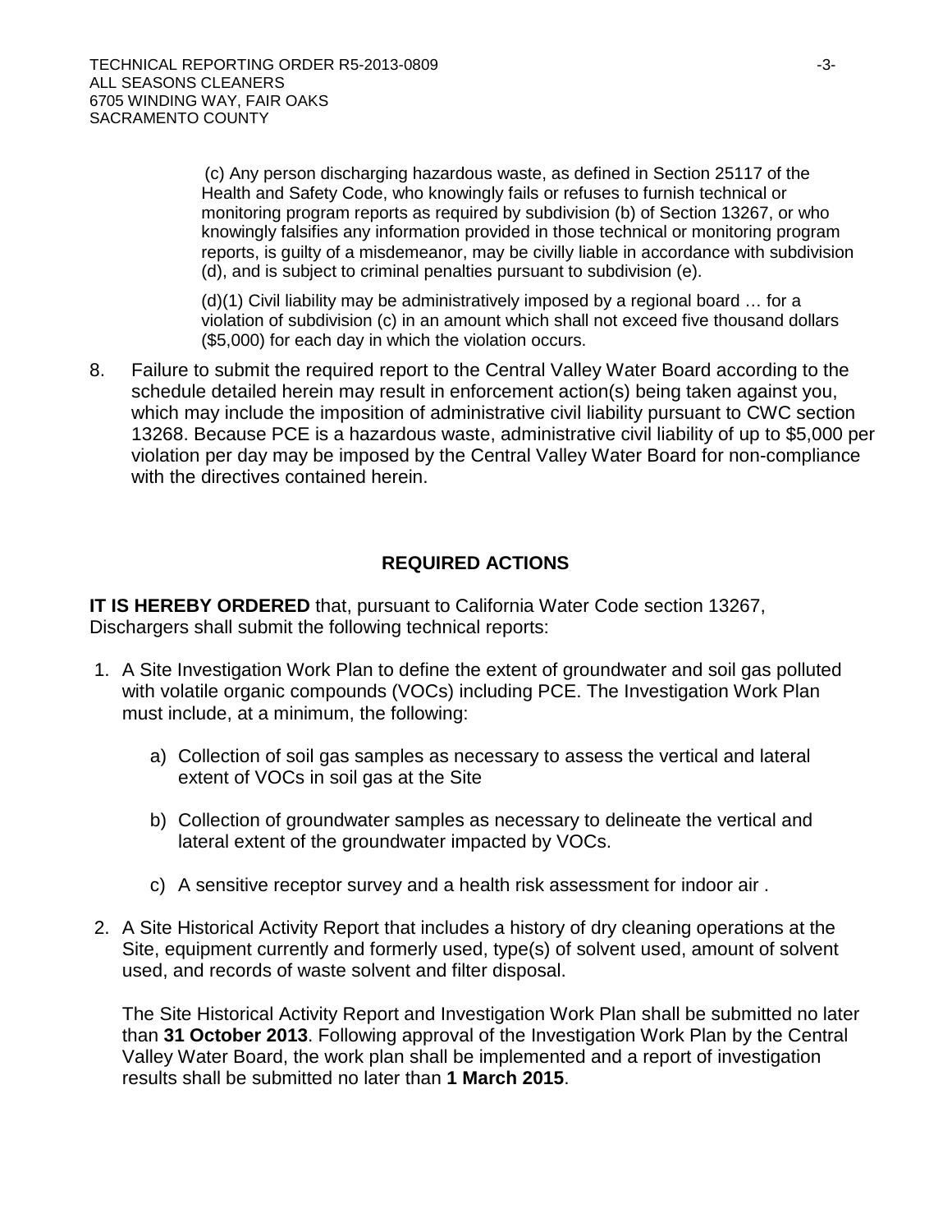(c) Any person discharging hazardous waste, as defined in Section 25117 of the Health and Safety Code, who knowingly fails or refuses to furnish technical or monitoring program reports as required by subdivision (b) of Section 13267, or who knowingly falsifies any information provided in those technical or monitoring program reports, is guilty of a misdemeanor, may be civilly liable in accordance with subdivision (d), and is subject to criminal penalties pursuant to subdivision (e).

> (d)(1) Civil liability may be administratively imposed by a regional board … for a violation of subdivision (c) in an amount which shall not exceed five thousand dollars ($5,000) for each day in which the violation occurs.

8. Failure to submit the required report to the Central Valley Water Board according to the schedule detailed herein may result in enforcement action(s) being taken against you, which may include the imposition of administrative civil liability pursuant to CWC section 13268. Because PCE is a hazardous waste, administrative civil liability of up to $5,000 per violation per day may be imposed by the Central Valley Water Board for non-compliance with the directives contained herein.

## REQUIRED ACTIONS

**IT IS HEREBY ORDERED** that, pursuant to California Water Code section 13267, Dischargers shall submit the following technical reports:

1. A Site Investigation Work Plan to define the extent of groundwater and soil gas polluted with volatile organic compounds (VOCs) including PCE. The Investigation Work Plan must include, at a minimum, the following:

   a) Collection of soil gas samples as necessary to assess the vertical and lateral extent of VOCs in soil gas at the Site

   b) Collection of groundwater samples as necessary to delineate the vertical and lateral extent of the groundwater impacted by VOCs.

   c) A sensitive receptor survey and a health risk assessment for indoor air .

2. A Site Historical Activity Report that includes a history of dry cleaning operations at the Site, equipment currently and formerly used, type(s) of solvent used, amount of solvent used, and records of waste solvent and filter disposal.

   The Site Historical Activity Report and Investigation Work Plan shall be submitted no later than **31 October 2013**. Following approval of the Investigation Work Plan by the Central Valley Water Board, the work plan shall be implemented and a report of investigation results shall be submitted no later than **1 March 2015**.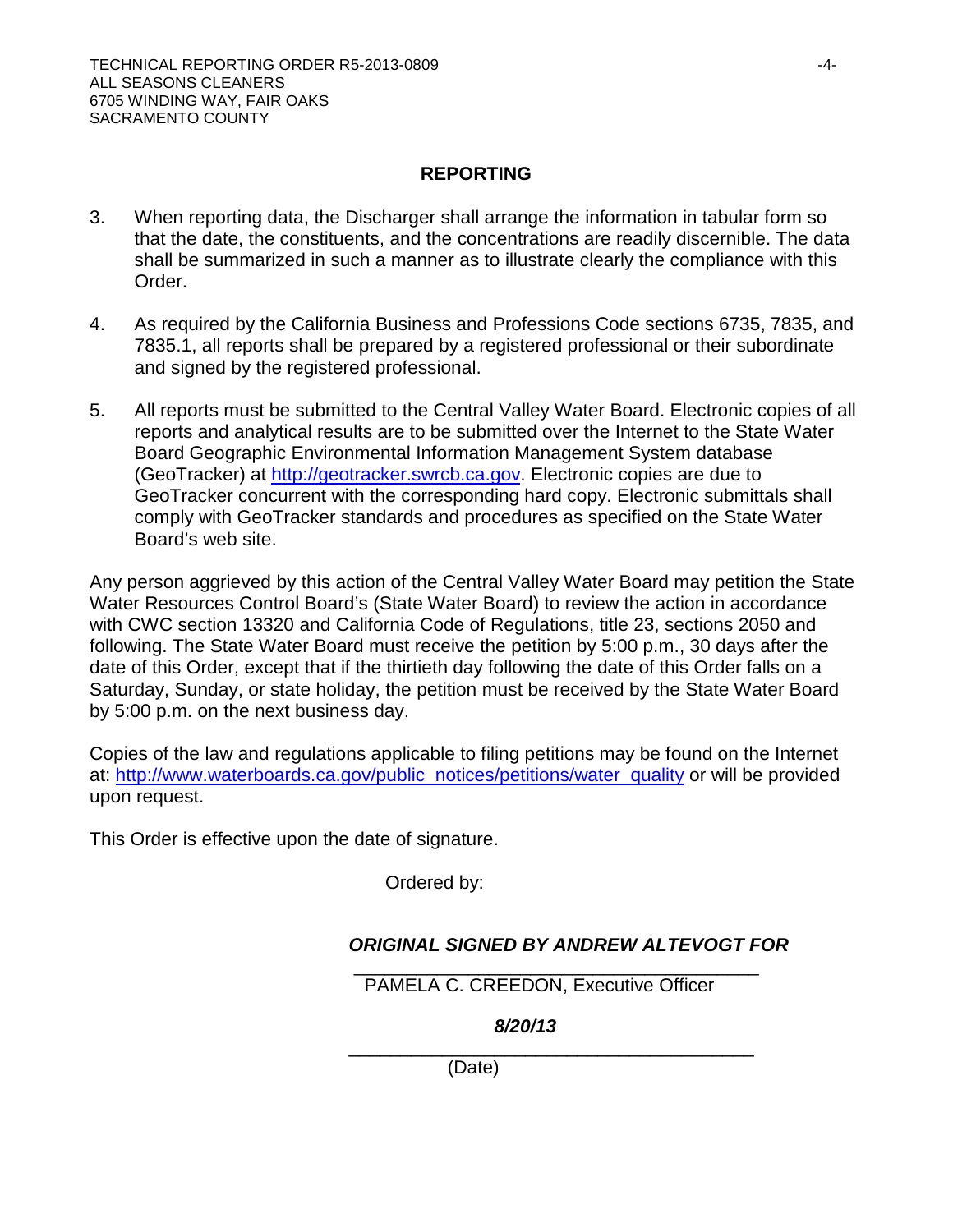## REPORTING

3. When reporting data, the Discharger shall arrange the information in tabular form so that the date, the constituents, and the concentrations are readily discernible. The data shall be summarized in such a manner as to illustrate clearly the compliance with this Order.

4. As required by the California Business and Professions Code sections 6735, 7835, and 7835.1, all reports shall be prepared by a registered professional or their subordinate and signed by the registered professional.

5. All reports must be submitted to the Central Valley Water Board. Electronic copies of all reports and analytical results are to be submitted over the Internet to the State Water Board Geographic Environmental Information Management System database (GeoTracker) at http://geotracker.swrcb.ca.gov. Electronic copies are due to GeoTracker concurrent with the corresponding hard copy. Electronic submittals shall comply with GeoTracker standards and procedures as specified on the State Water Board's web site.

Any person aggrieved by this action of the Central Valley Water Board may petition the State Water Resources Control Board's (State Water Board) to review the action in accordance with CWC section 13320 and California Code of Regulations, title 23, sections 2050 and following. The State Water Board must receive the petition by 5:00 p.m., 30 days after the date of this Order, except that if the thirtieth day following the date of this Order falls on a Saturday, Sunday, or state holiday, the petition must be received by the State Water Board by 5:00 p.m. on the next business day.

Copies of the law and regulations applicable to filing petitions may be found on the Internet at: http://www.waterboards.ca.gov/public_notices/petitions/water_quality or will be provided upon request.

This Order is effective upon the date of signature.

Ordered by:

***ORIGINAL SIGNED BY ANDREW ALTEVOGT FOR***

PAMELA C. CREEDON, Executive Officer

***8/20/13***

(Date)